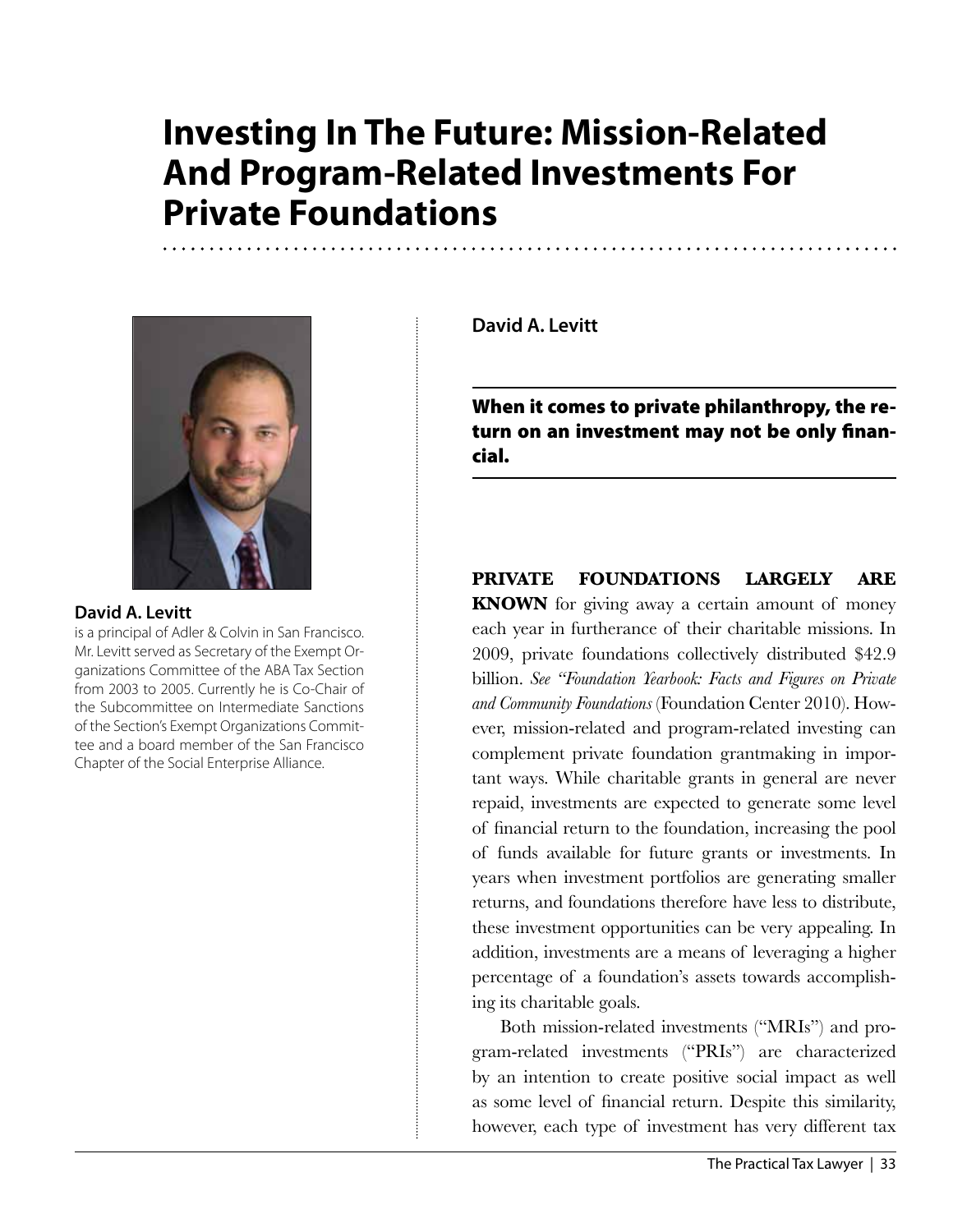# Investing In The Future: Mission-Related And Program-Related Investments For Private Foundations

**David A. Levitt**

is a principal of Adler & Colvin in San Francisco. Mr. Levitt served as Secretary of the Exempt Organizations Committee of the ABA Tax Section from 2003 to 2005. Currently he is Co-Chair of the Subcommittee on Intermediate Sanctions of the Section's Exempt Organizations Committee and a board member of the San Francisco Chapter of the Social Enterprise Alliance.

**David A. Levitt**

**When it comes to private philanthropy, the return on an investment may not be only financial.**

**PRIVATE FOUNDATIONS LARGELY ARE KNOWN** for giving away a certain amount of money each year in furtherance of their charitable missions. In 2009, private foundations collectively distributed $42.9 billion. *See "Foundation Yearbook: Facts and Figures on Private and Community Foundations* (Foundation Center 2010). However, mission-related and program-related investing can complement private foundation grantmaking in important ways. While charitable grants in general are never repaid, investments are expected to generate some level of financial return to the foundation, increasing the pool of funds available for future grants or investments. In years when investment portfolios are generating smaller returns, and foundations therefore have less to distribute, these investment opportunities can be very appealing. In addition, investments are a means of leveraging a higher percentage of a foundation's assets towards accomplishing its charitable goals.

Both mission-related investments ("MRIs") and program-related investments ("PRIs") are characterized by an intention to create positive social impact as well as some level of financial return. Despite this similarity, however, each type of investment has very different tax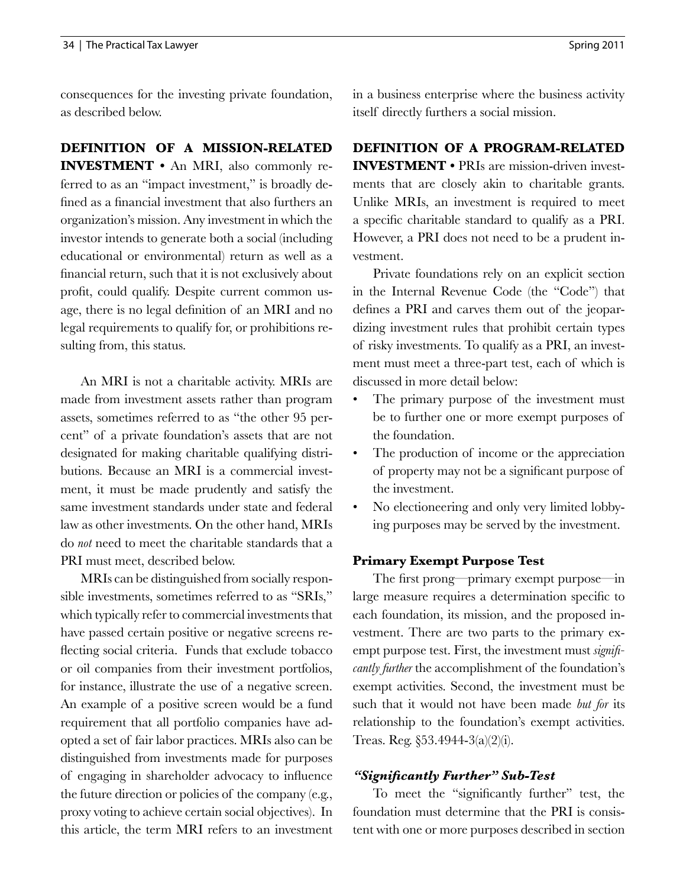consequences for the investing private foundation, as described below.

**DEFINITION OF A MISSION-RELATED INVESTMENT** • An MRI, also commonly referred to as an "impact investment," is broadly defined as a financial investment that also furthers an organization's mission. Any investment in which the investor intends to generate both a social (including educational or environmental) return as well as a financial return, such that it is not exclusively about profit, could qualify. Despite current common usage, there is no legal definition of an MRI and no legal requirements to qualify for, or prohibitions resulting from, this status.

An MRI is not a charitable activity. MRIs are made from investment assets rather than program assets, sometimes referred to as "the other 95 percent" of a private foundation's assets that are not designated for making charitable qualifying distributions. Because an MRI is a commercial investment, it must be made prudently and satisfy the same investment standards under state and federal law as other investments. On the other hand, MRIs do *not* need to meet the charitable standards that a PRI must meet, described below.

MRIs can be distinguished from socially responsible investments, sometimes referred to as "SRIs," which typically refer to commercial investments that have passed certain positive or negative screens reflecting social criteria. Funds that exclude tobacco or oil companies from their investment portfolios, for instance, illustrate the use of a negative screen. An example of a positive screen would be a fund requirement that all portfolio companies have adopted a set of fair labor practices. MRIs also can be distinguished from investments made for purposes of engaging in shareholder advocacy to influence the future direction or policies of the company (e.g., proxy voting to achieve certain social objectives). In this article, the term MRI refers to an investment in a business enterprise where the business activity itself directly furthers a social mission.

**DEFINITION OF A PROGRAM-RELATED INVESTMENT** • PRIs are mission-driven investments that are closely akin to charitable grants. Unlike MRIs, an investment is required to meet a specific charitable standard to qualify as a PRI. However, a PRI does not need to be a prudent investment.

Private foundations rely on an explicit section in the Internal Revenue Code (the "Code") that defines a PRI and carves them out of the jeopardizing investment rules that prohibit certain types of risky investments. To qualify as a PRI, an investment must meet a three-part test, each of which is discussed in more detail below:

- The primary purpose of the investment must be to further one or more exempt purposes of the foundation.
- The production of income or the appreciation of property may not be a significant purpose of the investment.
- No electioneering and only very limited lobbying purposes may be served by the investment.

### Primary Exempt Purpose Test

The first prong—primary exempt purpose—in large measure requires a determination specific to each foundation, its mission, and the proposed investment. There are two parts to the primary exempt purpose test. First, the investment must *significantly further* the accomplishment of the foundation's exempt activities. Second, the investment must be such that it would not have been made *but for* its relationship to the foundation's exempt activities. Treas. Reg. §53.4944-3(a)(2)(i).

#### *"Significantly Further" Sub-Test*

To meet the "significantly further" test, the foundation must determine that the PRI is consistent with one or more purposes described in section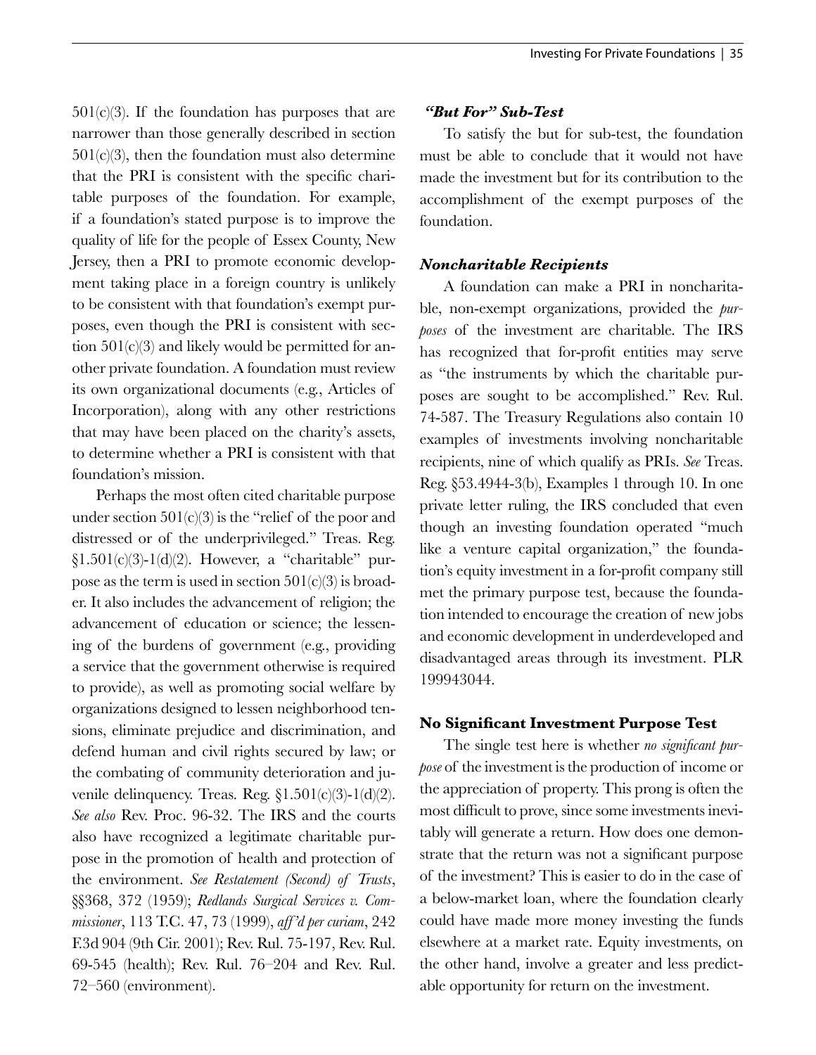501(c)(3). If the foundation has purposes that are narrower than those generally described in section 501(c)(3), then the foundation must also determine that the PRI is consistent with the specific charitable purposes of the foundation. For example, if a foundation's stated purpose is to improve the quality of life for the people of Essex County, New Jersey, then a PRI to promote economic development taking place in a foreign country is unlikely to be consistent with that foundation's exempt purposes, even though the PRI is consistent with section 501(c)(3) and likely would be permitted for another private foundation. A foundation must review its own organizational documents (e.g., Articles of Incorporation), along with any other restrictions that may have been placed on the charity's assets, to determine whether a PRI is consistent with that foundation's mission.

Perhaps the most often cited charitable purpose under section 501(c)(3) is the "relief of the poor and distressed or of the underprivileged." Treas. Reg. §1.501(c)(3)-1(d)(2). However, a "charitable" purpose as the term is used in section 501(c)(3) is broader. It also includes the advancement of religion; the advancement of education or science; the lessening of the burdens of government (e.g., providing a service that the government otherwise is required to provide), as well as promoting social welfare by organizations designed to lessen neighborhood tensions, eliminate prejudice and discrimination, and defend human and civil rights secured by law; or the combating of community deterioration and juvenile delinquency. Treas. Reg. §1.501(c)(3)-1(d)(2). *See also* Rev. Proc. 96-32. The IRS and the courts also have recognized a legitimate charitable purpose in the promotion of health and protection of the environment. *See Restatement (Second) of Trusts*, §§368, 372 (1959); *Redlands Surgical Services v. Commissioner*, 113 T.C. 47, 73 (1999), *aff'd per curiam*, 242 F.3d 904 (9th Cir. 2001); Rev. Rul. 75-197, Rev. Rul. 69-545 (health); Rev. Rul. 76–204 and Rev. Rul. 72–560 (environment).

#### *"But For" Sub-Test*

To satisfy the but for sub-test, the foundation must be able to conclude that it would not have made the investment but for its contribution to the accomplishment of the exempt purposes of the foundation.

#### *Noncharitable Recipients*

A foundation can make a PRI in noncharitable, non-exempt organizations, provided the *purposes* of the investment are charitable. The IRS has recognized that for-profit entities may serve as "the instruments by which the charitable purposes are sought to be accomplished." Rev. Rul. 74-587. The Treasury Regulations also contain 10 examples of investments involving noncharitable recipients, nine of which qualify as PRIs. *See* Treas. Reg. §53.4944-3(b), Examples 1 through 10. In one private letter ruling, the IRS concluded that even though an investing foundation operated "much like a venture capital organization," the foundation's equity investment in a for-profit company still met the primary purpose test, because the foundation intended to encourage the creation of new jobs and economic development in underdeveloped and disadvantaged areas through its investment. PLR 199943044.

### No Significant Investment Purpose Test

The single test here is whether *no significant purpose* of the investment is the production of income or the appreciation of property. This prong is often the most difficult to prove, since some investments inevitably will generate a return. How does one demonstrate that the return was not a significant purpose of the investment? This is easier to do in the case of a below-market loan, where the foundation clearly could have made more money investing the funds elsewhere at a market rate. Equity investments, on the other hand, involve a greater and less predictable opportunity for return on the investment.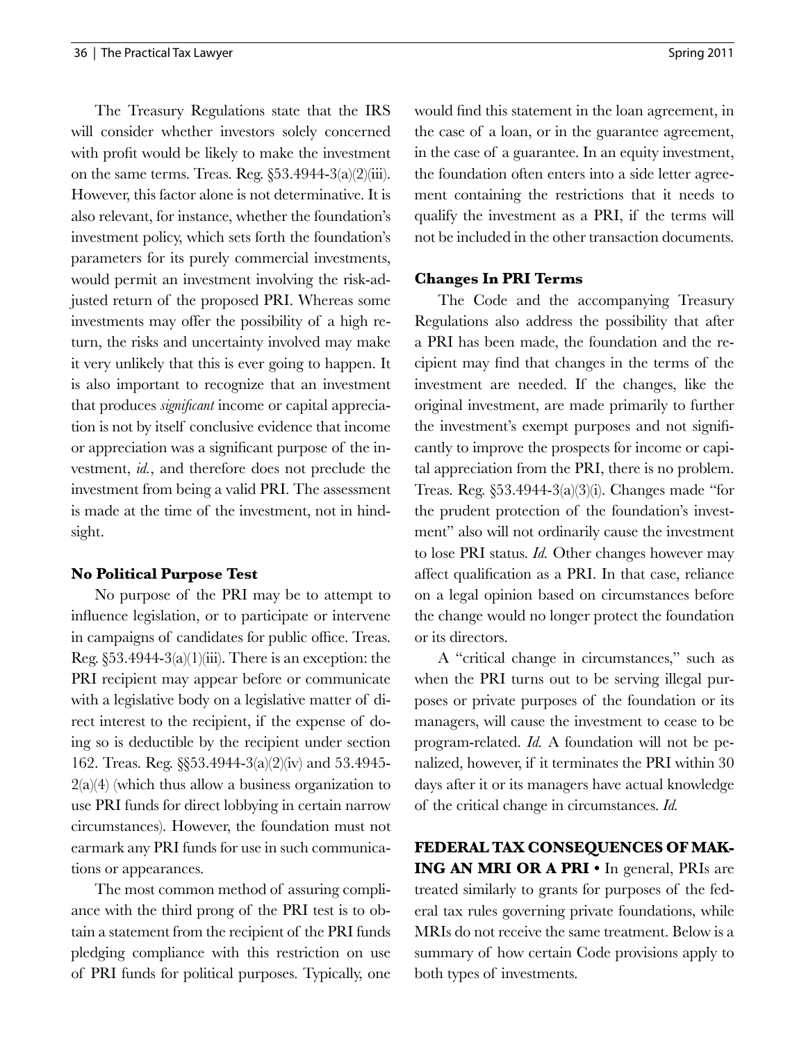The Treasury Regulations state that the IRS will consider whether investors solely concerned with profit would be likely to make the investment on the same terms. Treas. Reg. §53.4944-3(a)(2)(iii). However, this factor alone is not determinative. It is also relevant, for instance, whether the foundation's investment policy, which sets forth the foundation's parameters for its purely commercial investments, would permit an investment involving the risk-adjusted return of the proposed PRI. Whereas some investments may offer the possibility of a high return, the risks and uncertainty involved may make it very unlikely that this is ever going to happen. It is also important to recognize that an investment that produces *significant* income or capital appreciation is not by itself conclusive evidence that income or appreciation was a significant purpose of the investment, *id.*, and therefore does not preclude the investment from being a valid PRI. The assessment is made at the time of the investment, not in hindsight.

### No Political Purpose Test

No purpose of the PRI may be to attempt to influence legislation, or to participate or intervene in campaigns of candidates for public office. Treas. Reg. §53.4944-3(a)(1)(iii). There is an exception: the PRI recipient may appear before or communicate with a legislative body on a legislative matter of direct interest to the recipient, if the expense of doing so is deductible by the recipient under section 162. Treas. Reg. §§53.4944-3(a)(2)(iv) and 53.4945-2(a)(4) (which thus allow a business organization to use PRI funds for direct lobbying in certain narrow circumstances). However, the foundation must not earmark any PRI funds for use in such communications or appearances.

The most common method of assuring compliance with the third prong of the PRI test is to obtain a statement from the recipient of the PRI funds pledging compliance with this restriction on use of PRI funds for political purposes. Typically, one would find this statement in the loan agreement, in the case of a loan, or in the guarantee agreement, in the case of a guarantee. In an equity investment, the foundation often enters into a side letter agreement containing the restrictions that it needs to qualify the investment as a PRI, if the terms will not be included in the other transaction documents.

### Changes In PRI Terms

The Code and the accompanying Treasury Regulations also address the possibility that after a PRI has been made, the foundation and the recipient may find that changes in the terms of the investment are needed. If the changes, like the original investment, are made primarily to further the investment's exempt purposes and not significantly to improve the prospects for income or capital appreciation from the PRI, there is no problem. Treas. Reg. §53.4944-3(a)(3)(i). Changes made "for the prudent protection of the foundation's investment" also will not ordinarily cause the investment to lose PRI status. *Id.* Other changes however may affect qualification as a PRI. In that case, reliance on a legal opinion based on circumstances before the change would no longer protect the foundation or its directors.

A "critical change in circumstances," such as when the PRI turns out to be serving illegal purposes or private purposes of the foundation or its managers, will cause the investment to cease to be program-related. *Id.* A foundation will not be penalized, however, if it terminates the PRI within 30 days after it or its managers have actual knowledge of the critical change in circumstances. *Id.*

**FEDERAL TAX CONSEQUENCES OF MAKING AN MRI OR A PRI •** In general, PRIs are treated similarly to grants for purposes of the federal tax rules governing private foundations, while MRIs do not receive the same treatment. Below is a summary of how certain Code provisions apply to both types of investments.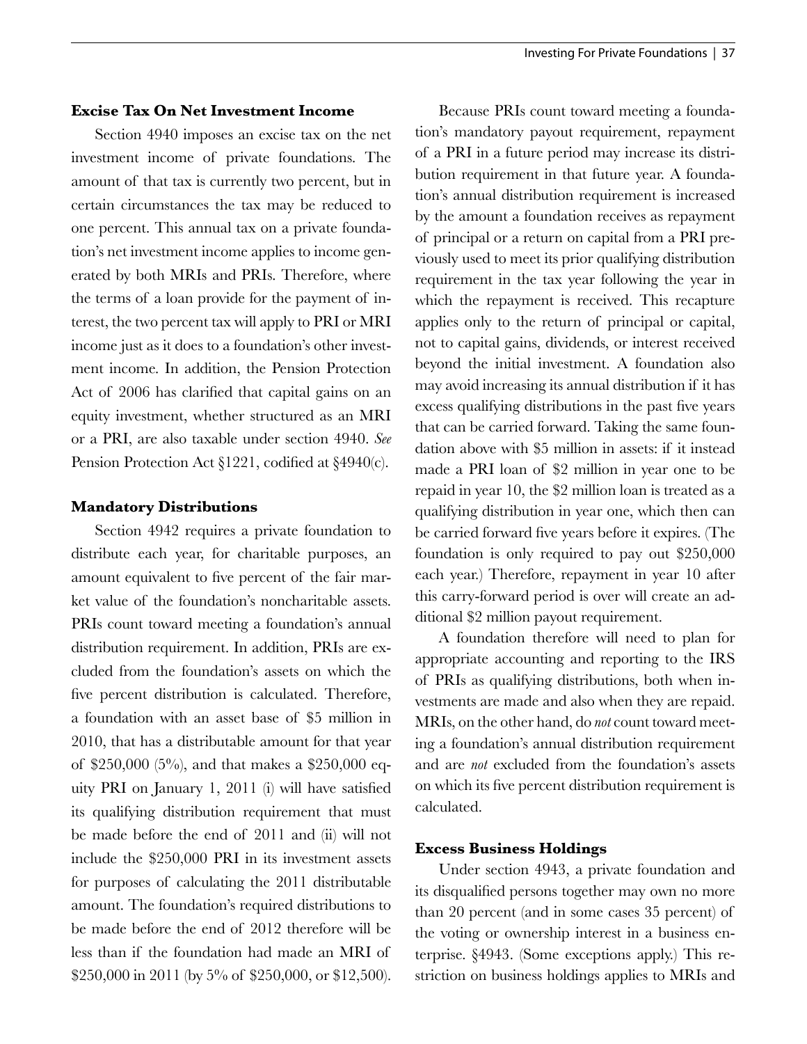### Excise Tax On Net Investment Income

Section 4940 imposes an excise tax on the net investment income of private foundations. The amount of that tax is currently two percent, but in certain circumstances the tax may be reduced to one percent. This annual tax on a private foundation's net investment income applies to income generated by both MRIs and PRIs. Therefore, where the terms of a loan provide for the payment of interest, the two percent tax will apply to PRI or MRI income just as it does to a foundation's other investment income. In addition, the Pension Protection Act of 2006 has clarified that capital gains on an equity investment, whether structured as an MRI or a PRI, are also taxable under section 4940. *See* Pension Protection Act §1221, codified at §4940(c).

### Mandatory Distributions

Section 4942 requires a private foundation to distribute each year, for charitable purposes, an amount equivalent to five percent of the fair market value of the foundation's noncharitable assets. PRIs count toward meeting a foundation's annual distribution requirement. In addition, PRIs are excluded from the foundation's assets on which the five percent distribution is calculated. Therefore, a foundation with an asset base of $5 million in 2010, that has a distributable amount for that year of $250,000 (5%), and that makes a $250,000 equity PRI on January 1, 2011 (i) will have satisfied its qualifying distribution requirement that must be made before the end of 2011 and (ii) will not include the $250,000 PRI in its investment assets for purposes of calculating the 2011 distributable amount. The foundation's required distributions to be made before the end of 2012 therefore will be less than if the foundation had made an MRI of $250,000 in 2011 (by 5% of $250,000, or $12,500).

Because PRIs count toward meeting a foundation's mandatory payout requirement, repayment of a PRI in a future period may increase its distribution requirement in that future year. A foundation's annual distribution requirement is increased by the amount a foundation receives as repayment of principal or a return on capital from a PRI previously used to meet its prior qualifying distribution requirement in the tax year following the year in which the repayment is received. This recapture applies only to the return of principal or capital, not to capital gains, dividends, or interest received beyond the initial investment. A foundation also may avoid increasing its annual distribution if it has excess qualifying distributions in the past five years that can be carried forward. Taking the same foundation above with $5 million in assets: if it instead made a PRI loan of $2 million in year one to be repaid in year 10, the $2 million loan is treated as a qualifying distribution in year one, which then can be carried forward five years before it expires. (The foundation is only required to pay out $250,000 each year.) Therefore, repayment in year 10 after this carry-forward period is over will create an additional $2 million payout requirement.

A foundation therefore will need to plan for appropriate accounting and reporting to the IRS of PRIs as qualifying distributions, both when investments are made and also when they are repaid. MRIs, on the other hand, do *not* count toward meeting a foundation's annual distribution requirement and are *not* excluded from the foundation's assets on which its five percent distribution requirement is calculated.

### Excess Business Holdings

Under section 4943, a private foundation and its disqualified persons together may own no more than 20 percent (and in some cases 35 percent) of the voting or ownership interest in a business enterprise. §4943. (Some exceptions apply.) This restriction on business holdings applies to MRIs and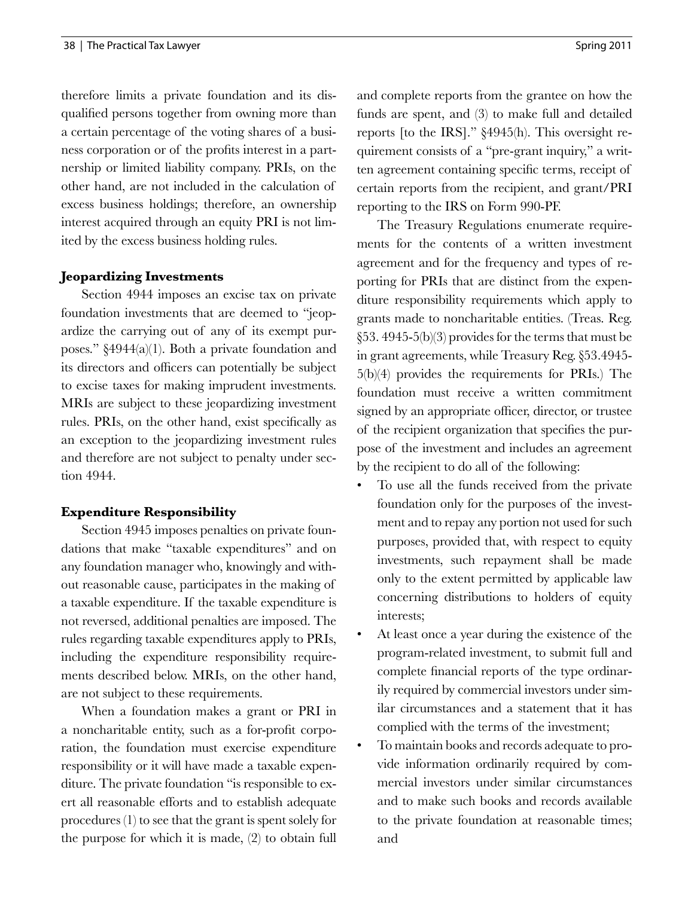therefore limits a private foundation and its disqualified persons together from owning more than a certain percentage of the voting shares of a business corporation or of the profits interest in a partnership or limited liability company. PRIs, on the other hand, are not included in the calculation of excess business holdings; therefore, an ownership interest acquired through an equity PRI is not limited by the excess business holding rules.

### Jeopardizing Investments

Section 4944 imposes an excise tax on private foundation investments that are deemed to "jeopardize the carrying out of any of its exempt purposes." §4944(a)(1). Both a private foundation and its directors and officers can potentially be subject to excise taxes for making imprudent investments. MRIs are subject to these jeopardizing investment rules. PRIs, on the other hand, exist specifically as an exception to the jeopardizing investment rules and therefore are not subject to penalty under section 4944.

### Expenditure Responsibility

Section 4945 imposes penalties on private foundations that make "taxable expenditures" and on any foundation manager who, knowingly and without reasonable cause, participates in the making of a taxable expenditure. If the taxable expenditure is not reversed, additional penalties are imposed. The rules regarding taxable expenditures apply to PRIs, including the expenditure responsibility requirements described below. MRIs, on the other hand, are not subject to these requirements.

When a foundation makes a grant or PRI in a noncharitable entity, such as a for-profit corporation, the foundation must exercise expenditure responsibility or it will have made a taxable expenditure. The private foundation "is responsible to exert all reasonable efforts and to establish adequate procedures (1) to see that the grant is spent solely for the purpose for which it is made, (2) to obtain full and complete reports from the grantee on how the funds are spent, and (3) to make full and detailed reports [to the IRS]." §4945(h). This oversight requirement consists of a "pre-grant inquiry," a written agreement containing specific terms, receipt of certain reports from the recipient, and grant/PRI reporting to the IRS on Form 990-PF.

The Treasury Regulations enumerate requirements for the contents of a written investment agreement and for the frequency and types of reporting for PRIs that are distinct from the expenditure responsibility requirements which apply to grants made to noncharitable entities. (Treas. Reg. §53. 4945-5(b)(3) provides for the terms that must be in grant agreements, while Treasury Reg. §53.4945-5(b)(4) provides the requirements for PRIs.) The foundation must receive a written commitment signed by an appropriate officer, director, or trustee of the recipient organization that specifies the purpose of the investment and includes an agreement by the recipient to do all of the following:

- To use all the funds received from the private foundation only for the purposes of the investment and to repay any portion not used for such purposes, provided that, with respect to equity investments, such repayment shall be made only to the extent permitted by applicable law concerning distributions to holders of equity interests;
- At least once a year during the existence of the program-related investment, to submit full and complete financial reports of the type ordinarily required by commercial investors under similar circumstances and a statement that it has complied with the terms of the investment;
- To maintain books and records adequate to provide information ordinarily required by commercial investors under similar circumstances and to make such books and records available to the private foundation at reasonable times; and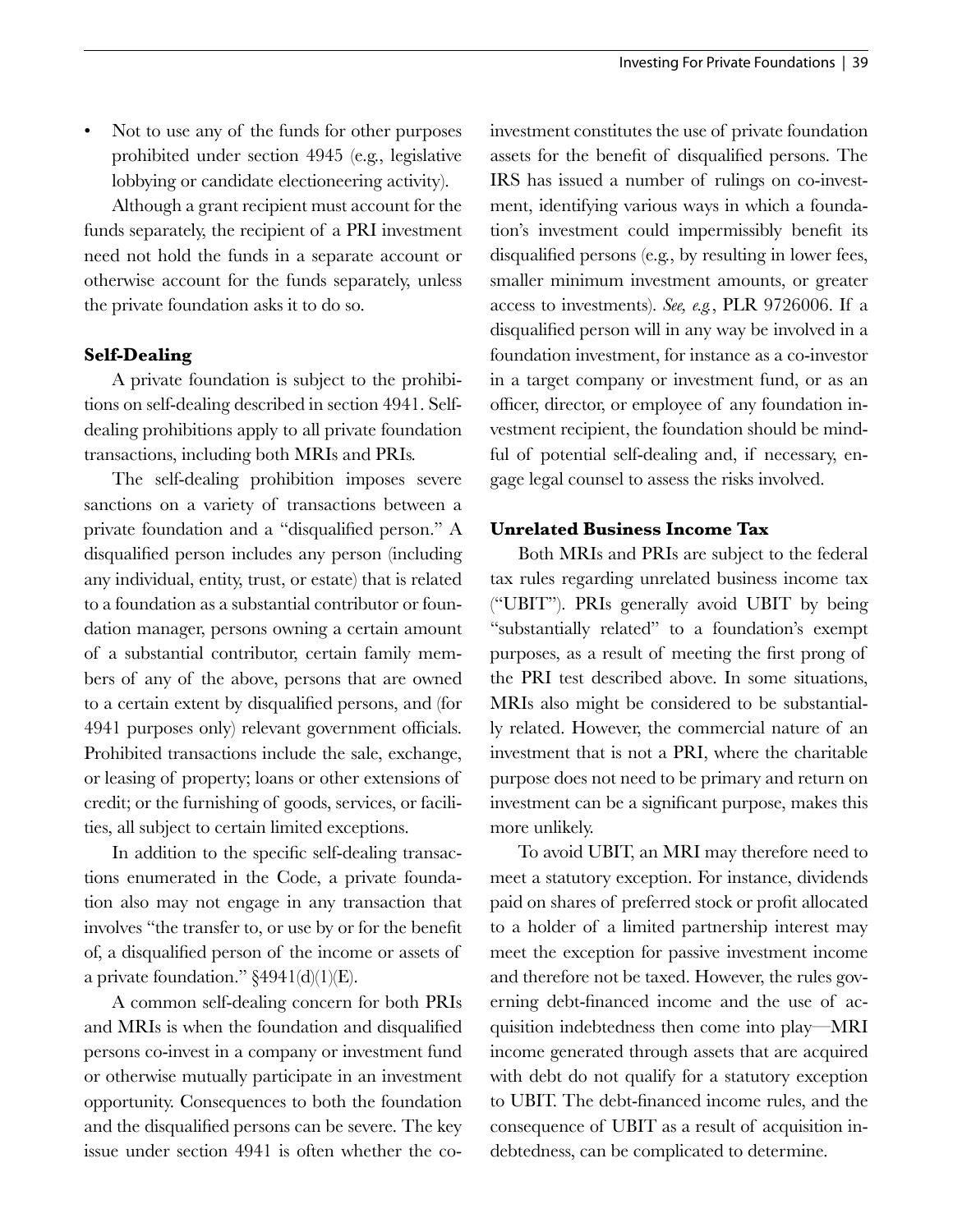- Not to use any of the funds for other purposes prohibited under section 4945 (e.g., legislative lobbying or candidate electioneering activity).

Although a grant recipient must account for the funds separately, the recipient of a PRI investment need not hold the funds in a separate account or otherwise account for the funds separately, unless the private foundation asks it to do so.

### Self-Dealing

A private foundation is subject to the prohibitions on self-dealing described in section 4941. Self-dealing prohibitions apply to all private foundation transactions, including both MRIs and PRIs.

The self-dealing prohibition imposes severe sanctions on a variety of transactions between a private foundation and a "disqualified person." A disqualified person includes any person (including any individual, entity, trust, or estate) that is related to a foundation as a substantial contributor or foundation manager, persons owning a certain amount of a substantial contributor, certain family members of any of the above, persons that are owned to a certain extent by disqualified persons, and (for 4941 purposes only) relevant government officials. Prohibited transactions include the sale, exchange, or leasing of property; loans or other extensions of credit; or the furnishing of goods, services, or facilities, all subject to certain limited exceptions.

In addition to the specific self-dealing transactions enumerated in the Code, a private foundation also may not engage in any transaction that involves "the transfer to, or use by or for the benefit of, a disqualified person of the income or assets of a private foundation." §4941(d)(1)(E).

A common self-dealing concern for both PRIs and MRIs is when the foundation and disqualified persons co-invest in a company or investment fund or otherwise mutually participate in an investment opportunity. Consequences to both the foundation and the disqualified persons can be severe. The key issue under section 4941 is often whether the co-investment constitutes the use of private foundation assets for the benefit of disqualified persons. The IRS has issued a number of rulings on co-investment, identifying various ways in which a foundation's investment could impermissibly benefit its disqualified persons (e.g., by resulting in lower fees, smaller minimum investment amounts, or greater access to investments). *See, e.g.*, PLR 9726006. If a disqualified person will in any way be involved in a foundation investment, for instance as a co-investor in a target company or investment fund, or as an officer, director, or employee of any foundation investment recipient, the foundation should be mindful of potential self-dealing and, if necessary, engage legal counsel to assess the risks involved.

### Unrelated Business Income Tax

Both MRIs and PRIs are subject to the federal tax rules regarding unrelated business income tax ("UBIT"). PRIs generally avoid UBIT by being "substantially related" to a foundation's exempt purposes, as a result of meeting the first prong of the PRI test described above. In some situations, MRIs also might be considered to be substantially related. However, the commercial nature of an investment that is not a PRI, where the charitable purpose does not need to be primary and return on investment can be a significant purpose, makes this more unlikely.

To avoid UBIT, an MRI may therefore need to meet a statutory exception. For instance, dividends paid on shares of preferred stock or profit allocated to a holder of a limited partnership interest may meet the exception for passive investment income and therefore not be taxed. However, the rules governing debt-financed income and the use of acquisition indebtedness then come into play—MRI income generated through assets that are acquired with debt do not qualify for a statutory exception to UBIT. The debt-financed income rules, and the consequence of UBIT as a result of acquisition indebtedness, can be complicated to determine.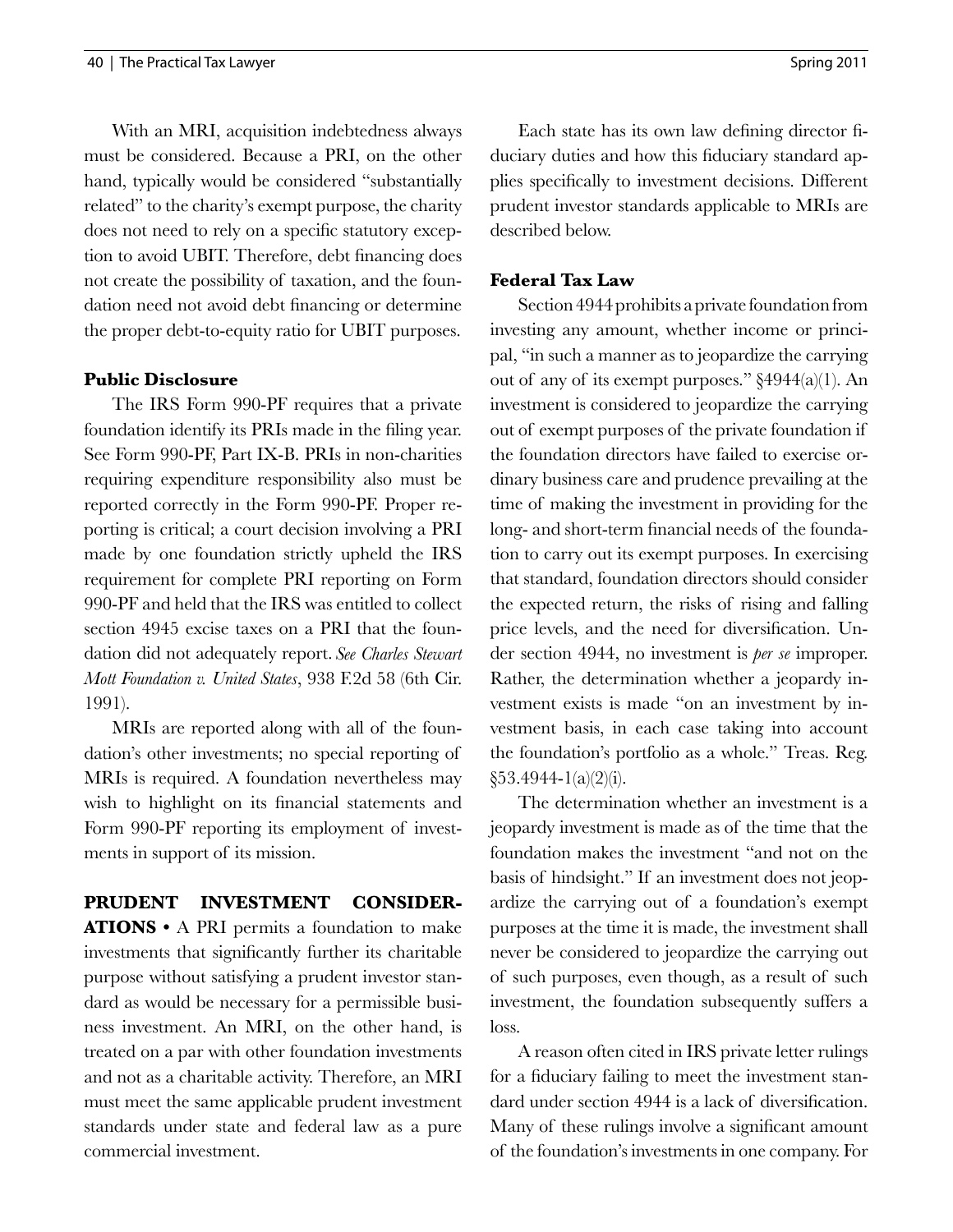With an MRI, acquisition indebtedness always must be considered. Because a PRI, on the other hand, typically would be considered "substantially related" to the charity's exempt purpose, the charity does not need to rely on a specific statutory exception to avoid UBIT. Therefore, debt financing does not create the possibility of taxation, and the foundation need not avoid debt financing or determine the proper debt-to-equity ratio for UBIT purposes.

### Public Disclosure

The IRS Form 990-PF requires that a private foundation identify its PRIs made in the filing year. See Form 990-PF, Part IX-B. PRIs in non-charities requiring expenditure responsibility also must be reported correctly in the Form 990-PF. Proper reporting is critical; a court decision involving a PRI made by one foundation strictly upheld the IRS requirement for complete PRI reporting on Form 990-PF and held that the IRS was entitled to collect section 4945 excise taxes on a PRI that the foundation did not adequately report. *See Charles Stewart Mott Foundation v. United States*, 938 F.2d 58 (6th Cir. 1991).

MRIs are reported along with all of the foundation's other investments; no special reporting of MRIs is required. A foundation nevertheless may wish to highlight on its financial statements and Form 990-PF reporting its employment of investments in support of its mission.

**PRUDENT INVESTMENT CONSIDERATIONS** • A PRI permits a foundation to make investments that significantly further its charitable purpose without satisfying a prudent investor standard as would be necessary for a permissible business investment. An MRI, on the other hand, is treated on a par with other foundation investments and not as a charitable activity. Therefore, an MRI must meet the same applicable prudent investment standards under state and federal law as a pure commercial investment.

Each state has its own law defining director fiduciary duties and how this fiduciary standard applies specifically to investment decisions. Different prudent investor standards applicable to MRIs are described below.

### Federal Tax Law

Section 4944 prohibits a private foundation from investing any amount, whether income or principal, "in such a manner as to jeopardize the carrying out of any of its exempt purposes." §4944(a)(1). An investment is considered to jeopardize the carrying out of exempt purposes of the private foundation if the foundation directors have failed to exercise ordinary business care and prudence prevailing at the time of making the investment in providing for the long- and short-term financial needs of the foundation to carry out its exempt purposes. In exercising that standard, foundation directors should consider the expected return, the risks of rising and falling price levels, and the need for diversification. Under section 4944, no investment is *per se* improper. Rather, the determination whether a jeopardy investment exists is made "on an investment by investment basis, in each case taking into account the foundation's portfolio as a whole." Treas. Reg. §53.4944-1(a)(2)(i).

The determination whether an investment is a jeopardy investment is made as of the time that the foundation makes the investment "and not on the basis of hindsight." If an investment does not jeopardize the carrying out of a foundation's exempt purposes at the time it is made, the investment shall never be considered to jeopardize the carrying out of such purposes, even though, as a result of such investment, the foundation subsequently suffers a loss.

A reason often cited in IRS private letter rulings for a fiduciary failing to meet the investment standard under section 4944 is a lack of diversification. Many of these rulings involve a significant amount of the foundation's investments in one company. For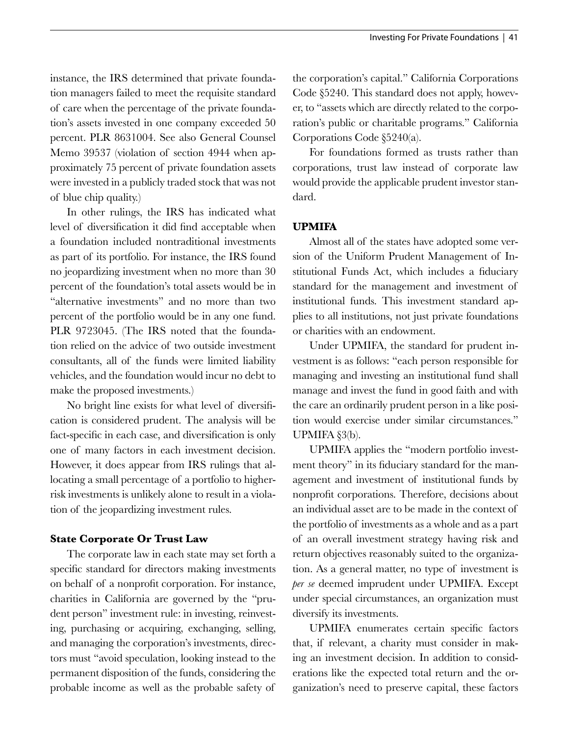instance, the IRS determined that private foundation managers failed to meet the requisite standard of care when the percentage of the private foundation's assets invested in one company exceeded 50 percent. PLR 8631004. See also General Counsel Memo 39537 (violation of section 4944 when approximately 75 percent of private foundation assets were invested in a publicly traded stock that was not of blue chip quality.)

In other rulings, the IRS has indicated what level of diversification it did find acceptable when a foundation included nontraditional investments as part of its portfolio. For instance, the IRS found no jeopardizing investment when no more than 30 percent of the foundation's total assets would be in "alternative investments" and no more than two percent of the portfolio would be in any one fund. PLR 9723045. (The IRS noted that the foundation relied on the advice of two outside investment consultants, all of the funds were limited liability vehicles, and the foundation would incur no debt to make the proposed investments.)

No bright line exists for what level of diversification is considered prudent. The analysis will be fact-specific in each case, and diversification is only one of many factors in each investment decision. However, it does appear from IRS rulings that allocating a small percentage of a portfolio to higher-risk investments is unlikely alone to result in a violation of the jeopardizing investment rules.

### State Corporate Or Trust Law

The corporate law in each state may set forth a specific standard for directors making investments on behalf of a nonprofit corporation. For instance, charities in California are governed by the "prudent person" investment rule: in investing, reinvesting, purchasing or acquiring, exchanging, selling, and managing the corporation's investments, directors must "avoid speculation, looking instead to the permanent disposition of the funds, considering the probable income as well as the probable safety of the corporation's capital." California Corporations Code §5240. This standard does not apply, however, to "assets which are directly related to the corporation's public or charitable programs." California Corporations Code §5240(a).

For foundations formed as trusts rather than corporations, trust law instead of corporate law would provide the applicable prudent investor standard.

### UPMIFA

Almost all of the states have adopted some version of the Uniform Prudent Management of Institutional Funds Act, which includes a fiduciary standard for the management and investment of institutional funds. This investment standard applies to all institutions, not just private foundations or charities with an endowment.

Under UPMIFA, the standard for prudent investment is as follows: "each person responsible for managing and investing an institutional fund shall manage and invest the fund in good faith and with the care an ordinarily prudent person in a like position would exercise under similar circumstances." UPMIFA §3(b).

UPMIFA applies the "modern portfolio investment theory" in its fiduciary standard for the management and investment of institutional funds by nonprofit corporations. Therefore, decisions about an individual asset are to be made in the context of the portfolio of investments as a whole and as a part of an overall investment strategy having risk and return objectives reasonably suited to the organization. As a general matter, no type of investment is *per se* deemed imprudent under UPMIFA. Except under special circumstances, an organization must diversify its investments.

UPMIFA enumerates certain specific factors that, if relevant, a charity must consider in making an investment decision. In addition to considerations like the expected total return and the organization's need to preserve capital, these factors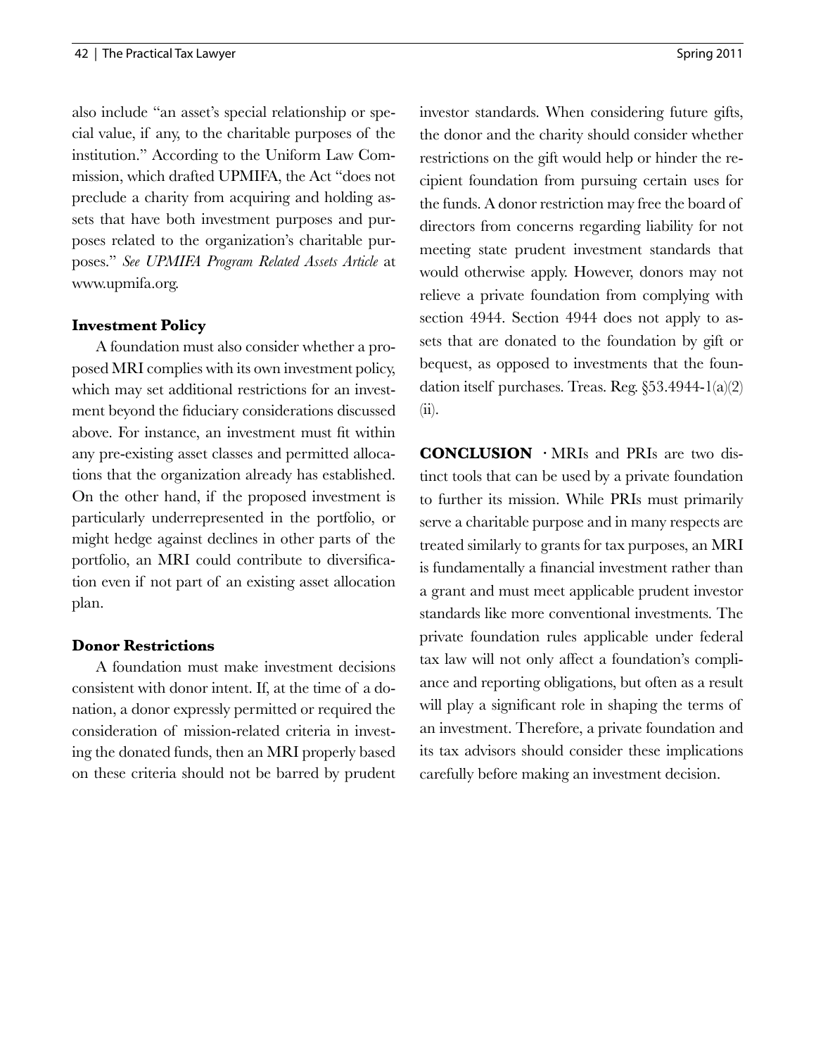also include "an asset's special relationship or special value, if any, to the charitable purposes of the institution." According to the Uniform Law Commission, which drafted UPMIFA, the Act "does not preclude a charity from acquiring and holding assets that have both investment purposes and purposes related to the organization's charitable purposes." *See UPMIFA Program Related Assets Article* at www.upmifa.org.

### Investment Policy

A foundation must also consider whether a proposed MRI complies with its own investment policy, which may set additional restrictions for an investment beyond the fiduciary considerations discussed above. For instance, an investment must fit within any pre-existing asset classes and permitted allocations that the organization already has established. On the other hand, if the proposed investment is particularly underrepresented in the portfolio, or might hedge against declines in other parts of the portfolio, an MRI could contribute to diversification even if not part of an existing asset allocation plan.

### Donor Restrictions

A foundation must make investment decisions consistent with donor intent. If, at the time of a donation, a donor expressly permitted or required the consideration of mission-related criteria in investing the donated funds, then an MRI properly based on these criteria should not be barred by prudent investor standards. When considering future gifts, the donor and the charity should consider whether restrictions on the gift would help or hinder the recipient foundation from pursuing certain uses for the funds. A donor restriction may free the board of directors from concerns regarding liability for not meeting state prudent investment standards that would otherwise apply. However, donors may not relieve a private foundation from complying with section 4944. Section 4944 does not apply to assets that are donated to the foundation by gift or bequest, as opposed to investments that the foundation itself purchases. Treas. Reg. §53.4944-1(a)(2)(ii).

**CONCLUSION** · MRIs and PRIs are two distinct tools that can be used by a private foundation to further its mission. While PRIs must primarily serve a charitable purpose and in many respects are treated similarly to grants for tax purposes, an MRI is fundamentally a financial investment rather than a grant and must meet applicable prudent investor standards like more conventional investments. The private foundation rules applicable under federal tax law will not only affect a foundation's compliance and reporting obligations, but often as a result will play a significant role in shaping the terms of an investment. Therefore, a private foundation and its tax advisors should consider these implications carefully before making an investment decision.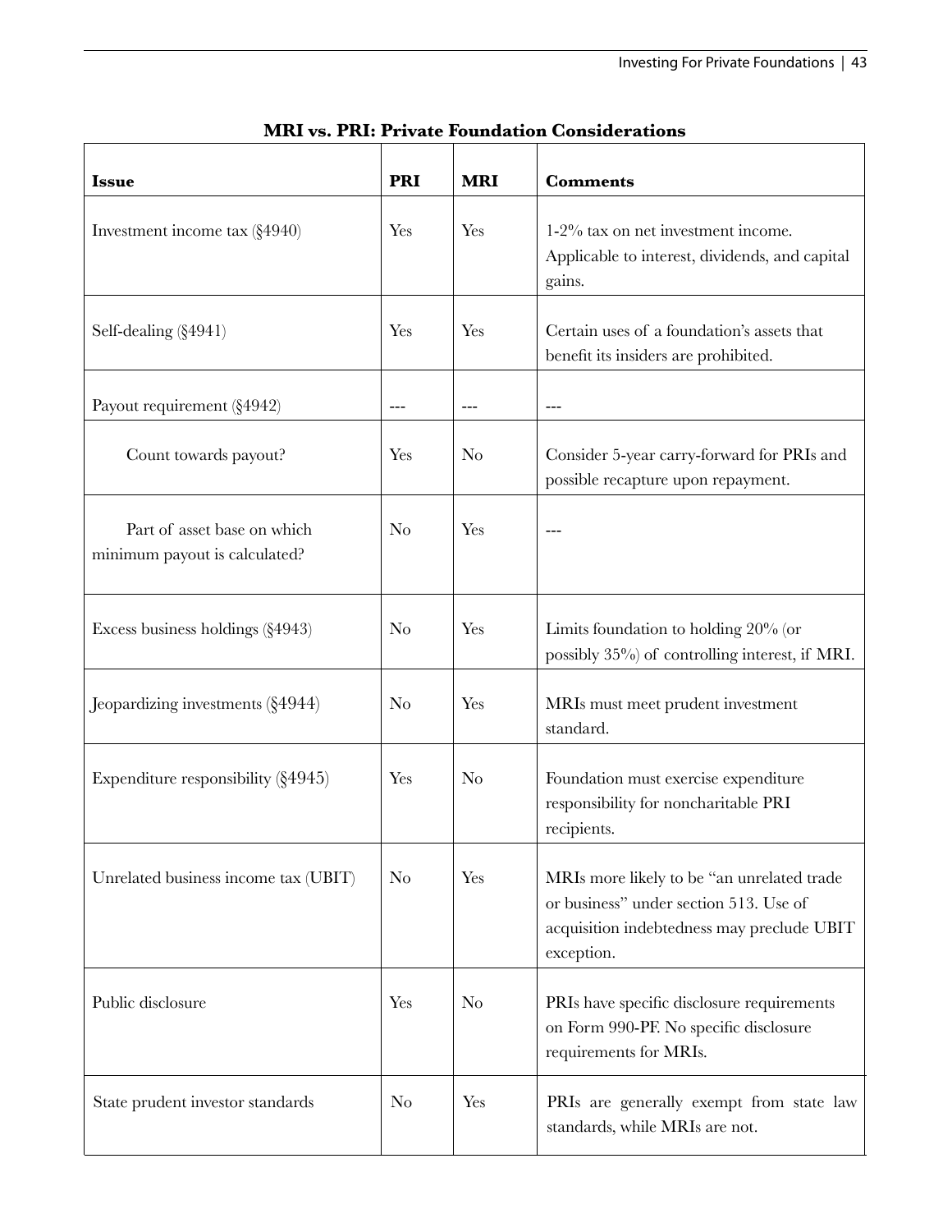**MRI vs. PRI: Private Foundation Considerations**

| Issue | PRI | MRI | Comments |
|---|---|---|---|
| Investment income tax (§4940) | Yes | Yes | 1-2% tax on net investment income. Applicable to interest, dividends, and capital gains. |
| Self-dealing (§4941) | Yes | Yes | Certain uses of a foundation's assets that benefit its insiders are prohibited. |
| Payout requirement (§4942) | --- | --- | --- |
| Count towards payout? | Yes | No | Consider 5-year carry-forward for PRIs and possible recapture upon repayment. |
| Part of asset base on which minimum payout is calculated? | No | Yes | --- |
| Excess business holdings (§4943) | No | Yes | Limits foundation to holding 20% (or possibly 35%) of controlling interest, if MRI. |
| Jeopardizing investments (§4944) | No | Yes | MRIs must meet prudent investment standard. |
| Expenditure responsibility (§4945) | Yes | No | Foundation must exercise expenditure responsibility for noncharitable PRI recipients. |
| Unrelated business income tax (UBIT) | No | Yes | MRIs more likely to be "an unrelated trade or business" under section 513. Use of acquisition indebtedness may preclude UBIT exception. |
| Public disclosure | Yes | No | PRIs have specific disclosure requirements on Form 990-PF. No specific disclosure requirements for MRIs. |
| State prudent investor standards | No | Yes | PRIs are generally exempt from state law standards, while MRIs are not. |